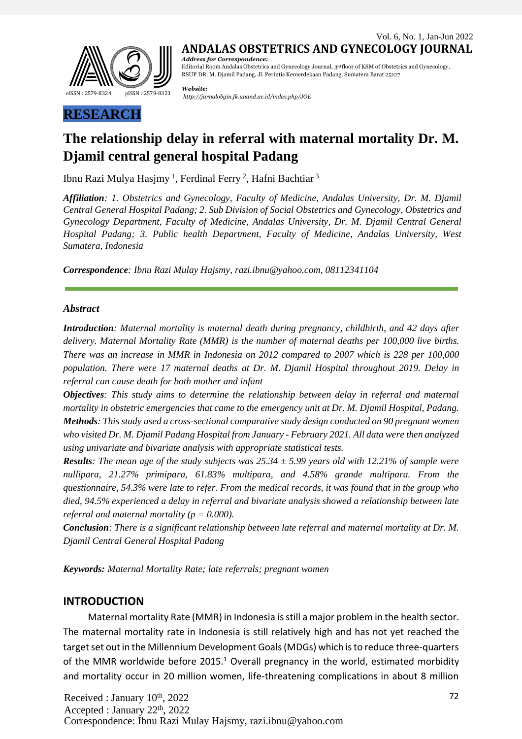RESEARCH

# The relationship delay in referral with maternal mortality Dr. M. Djamil central general hospital Padang

Ibnu Razi Mulya Hasjmy [1], Ferdinal Ferry [2], Hafni Bachtiar [3]

***Affiliation**: 1. Obstetrics and Gynecology, Faculty of Medicine, Andalas University, Dr. M. Djamil Central General Hospital Padang; 2. Sub Division of Social Obstetrics and Gynecology, Obstetrics and Gynecology Department, Faculty of Medicine, Andalas University, Dr. M. Djamil Central General Hospital Padang; 3. Public health Department, Faculty of Medicine, Andalas University, West Sumatera, Indonesia*

***Correspondence**: Ibnu Razi Mulay Hajsmy, razi.ibnu@yahoo.com, 08112341104*

### *Abstract*

***Introduction**: Maternal mortality is maternal death during pregnancy, childbirth, and 42 days after delivery. Maternal Mortality Rate (MMR) is the number of maternal deaths per 100,000 live births. There was an increase in MMR in Indonesia on 2012 compared to 2007 which is 228 per 100,000 population. There were 17 maternal deaths at Dr. M. Djamil Hospital throughout 2019. Delay in referral can cause death for both mother and infant*

***Objectives**: This study aims to determine the relationship between delay in referral and maternal mortality in obstetric emergencies that came to the emergency unit at Dr. M. Djamil Hospital, Padang.*

***Methods**: This study used a cross-sectional comparative study design conducted on 90 pregnant women who visited Dr. M. Djamil Padang Hospital from January - February 2021. All data were then analyzed using univariate and bivariate analysis with appropriate statistical tests.*

***Results**: The mean age of the study subjects was 25.34 ± 5.99 years old with 12.21% of sample were nullipara, 21.27% primipara, 61.83% multipara, and 4.58% grande multipara. From the questionnaire, 54.3% were late to refer. From the medical records, it was found that in the group who died, 94.5% experienced a delay in referral and bivariate analysis showed a relationship between late referral and maternal mortality ($p = 0.000$).*

***Conclusion**: There is a significant relationship between late referral and maternal mortality at Dr. M. Djamil Central General Hospital Padang*

***Keywords:** Maternal Mortality Rate; late referrals; pregnant women*

## INTRODUCTION

Maternal mortality Rate (MMR) in Indonesia is still a major problem in the health sector. The maternal mortality rate in Indonesia is still relatively high and has not yet reached the target set out in the Millennium Development Goals (MDGs) which is to reduce three-quarters of the MMR worldwide before 2015.[1] Overall pregnancy in the world, estimated morbidity and mortality occur in 20 million women, life-threatening complications in about 8 million

Received : January 10th, 2022
Accepted : January 22th, 2022
Correspondence: Ibnu Razi Mulay Hajsmy, razi.ibnu@yahoo.com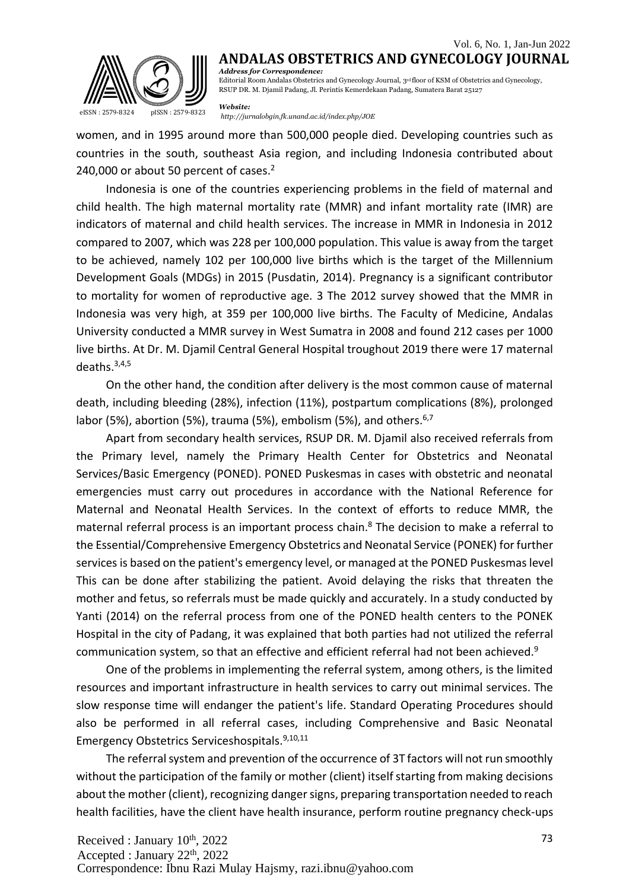women, and in 1995 around more than 500,000 people died. Developing countries such as countries in the south, southeast Asia region, and including Indonesia contributed about 240,000 or about 50 percent of cases.[2]

Indonesia is one of the countries experiencing problems in the field of maternal and child health. The high maternal mortality rate (MMR) and infant mortality rate (IMR) are indicators of maternal and child health services. The increase in MMR in Indonesia in 2012 compared to 2007, which was 228 per 100,000 population. This value is away from the target to be achieved, namely 102 per 100,000 live births which is the target of the Millennium Development Goals (MDGs) in 2015 (Pusdatin, 2014). Pregnancy is a significant contributor to mortality for women of reproductive age. 3 The 2012 survey showed that the MMR in Indonesia was very high, at 359 per 100,000 live births. The Faculty of Medicine, Andalas University conducted a MMR survey in West Sumatra in 2008 and found 212 cases per 1000 live births. At Dr. M. Djamil Central General Hospital troughout 2019 there were 17 maternal deaths.[3,4,5]

On the other hand, the condition after delivery is the most common cause of maternal death, including bleeding (28%), infection (11%), postpartum complications (8%), prolonged labor (5%), abortion (5%), trauma (5%), embolism (5%), and others.[6,7]

Apart from secondary health services, RSUP DR. M. Djamil also received referrals from the Primary level, namely the Primary Health Center for Obstetrics and Neonatal Services/Basic Emergency (PONED). PONED Puskesmas in cases with obstetric and neonatal emergencies must carry out procedures in accordance with the National Reference for Maternal and Neonatal Health Services. In the context of efforts to reduce MMR, the maternal referral process is an important process chain.[8] The decision to make a referral to the Essential/Comprehensive Emergency Obstetrics and Neonatal Service (PONEK) for further services is based on the patient's emergency level, or managed at the PONED Puskesmas level This can be done after stabilizing the patient. Avoid delaying the risks that threaten the mother and fetus, so referrals must be made quickly and accurately. In a study conducted by Yanti (2014) on the referral process from one of the PONED health centers to the PONEK Hospital in the city of Padang, it was explained that both parties had not utilized the referral communication system, so that an effective and efficient referral had not been achieved.[9]

One of the problems in implementing the referral system, among others, is the limited resources and important infrastructure in health services to carry out minimal services. The slow response time will endanger the patient's life. Standard Operating Procedures should also be performed in all referral cases, including Comprehensive and Basic Neonatal Emergency Obstetrics Serviceshospitals.[9,10,11]

The referral system and prevention of the occurrence of 3T factors will not run smoothly without the participation of the family or mother (client) itself starting from making decisions about the mother (client), recognizing danger signs, preparing transportation needed to reach health facilities, have the client have health insurance, perform routine pregnancy check-ups

Received : January 10th, 2022
Accepted : January 22th, 2022
Correspondence: Ibnu Razi Mulay Hajsmy, razi.ibnu@yahoo.com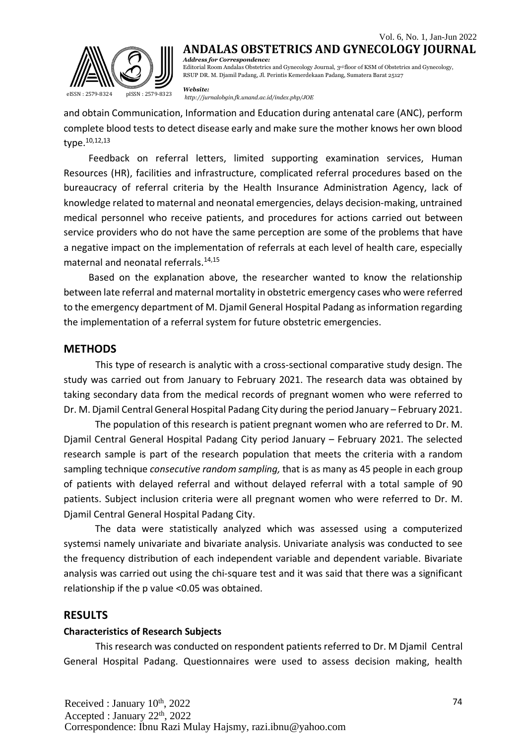and obtain Communication, Information and Education during antenatal care (ANC), perform complete blood tests to detect disease early and make sure the mother knows her own blood type.[10,12,13]

Feedback on referral letters, limited supporting examination services, Human Resources (HR), facilities and infrastructure, complicated referral procedures based on the bureaucracy of referral criteria by the Health Insurance Administration Agency, lack of knowledge related to maternal and neonatal emergencies, delays decision-making, untrained medical personnel who receive patients, and procedures for actions carried out between service providers who do not have the same perception are some of the problems that have a negative impact on the implementation of referrals at each level of health care, especially maternal and neonatal referrals.[14,15]

Based on the explanation above, the researcher wanted to know the relationship between late referral and maternal mortality in obstetric emergency cases who were referred to the emergency department of M. Djamil General Hospital Padang as information regarding the implementation of a referral system for future obstetric emergencies.

## METHODS

This type of research is analytic with a cross-sectional comparative study design. The study was carried out from January to February 2021. The research data was obtained by taking secondary data from the medical records of pregnant women who were referred to Dr. M. Djamil Central General Hospital Padang City during the period January – February 2021.

The population of this research is patient pregnant women who are referred to Dr. M. Djamil Central General Hospital Padang City period January – February 2021. The selected research sample is part of the research population that meets the criteria with a random sampling technique *consecutive random sampling,* that is as many as 45 people in each group of patients with delayed referral and without delayed referral with a total sample of 90 patients. Subject inclusion criteria were all pregnant women who were referred to Dr. M. Djamil Central General Hospital Padang City.

The data were statistically analyzed which was assessed using a computerized systemsi namely univariate and bivariate analysis. Univariate analysis was conducted to see the frequency distribution of each independent variable and dependent variable. Bivariate analysis was carried out using the chi-square test and it was said that there was a significant relationship if the p value <0.05 was obtained.

## RESULTS

### Characteristics of Research Subjects

This research was conducted on respondent patients referred to Dr. M Djamil Central General Hospital Padang. Questionnaires were used to assess decision making, health

Received : January 10th, 2022
Accepted : January 22th, 2022
Correspondence: Ibnu Razi Mulay Hajsmy, razi.ibnu@yahoo.com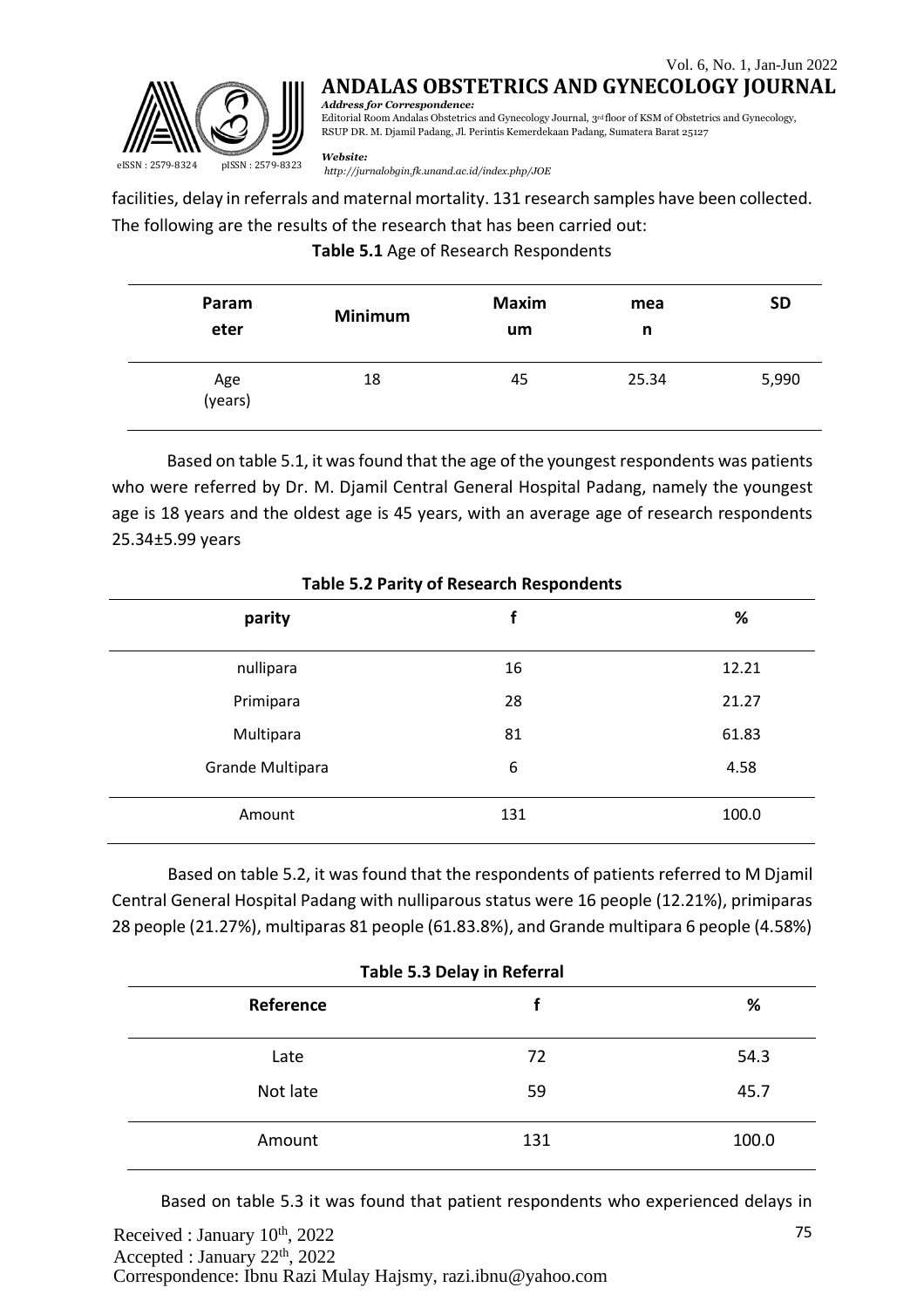facilities, delay in referrals and maternal mortality. 131 research samples have been collected. The following are the results of the research that has been carried out:

**Table 5.1** Age of Research Respondents

| Param eter | Minimum | Maxim um | mea n | SD |
|---|---|---|---|---|
| Age (years) | 18 | 45 | 25.34 | 5,990 |

Based on table 5.1, it was found that the age of the youngest respondents was patients who were referred by Dr. M. Djamil Central General Hospital Padang, namely the youngest age is 18 years and the oldest age is 45 years, with an average age of research respondents 25.34±5.99 years

**Table 5.2 Parity of Research Respondents**

| parity | f | % |
|---|---|---|
| nullipara | 16 | 12.21 |
| Primipara | 28 | 21.27 |
| Multipara | 81 | 61.83 |
| Grande Multipara | 6 | 4.58 |
| Amount | 131 | 100.0 |

Based on table 5.2, it was found that the respondents of patients referred to M Djamil Central General Hospital Padang with nulliparous status were 16 people (12.21%), primiparas 28 people (21.27%), multiparas 81 people (61.83.8%), and Grande multipara 6 people (4.58%)

**Table 5.3 Delay in Referral**

| Reference | f | % |
|---|---|---|
| Late | 72 | 54.3 |
| Not late | 59 | 45.7 |
| Amount | 131 | 100.0 |

Based on table 5.3 it was found that patient respondents who experienced delays in

Received : January 10th, 2022
Accepted : January 22th, 2022
Correspondence: Ibnu Razi Mulay Hajsmy, razi.ibnu@yahoo.com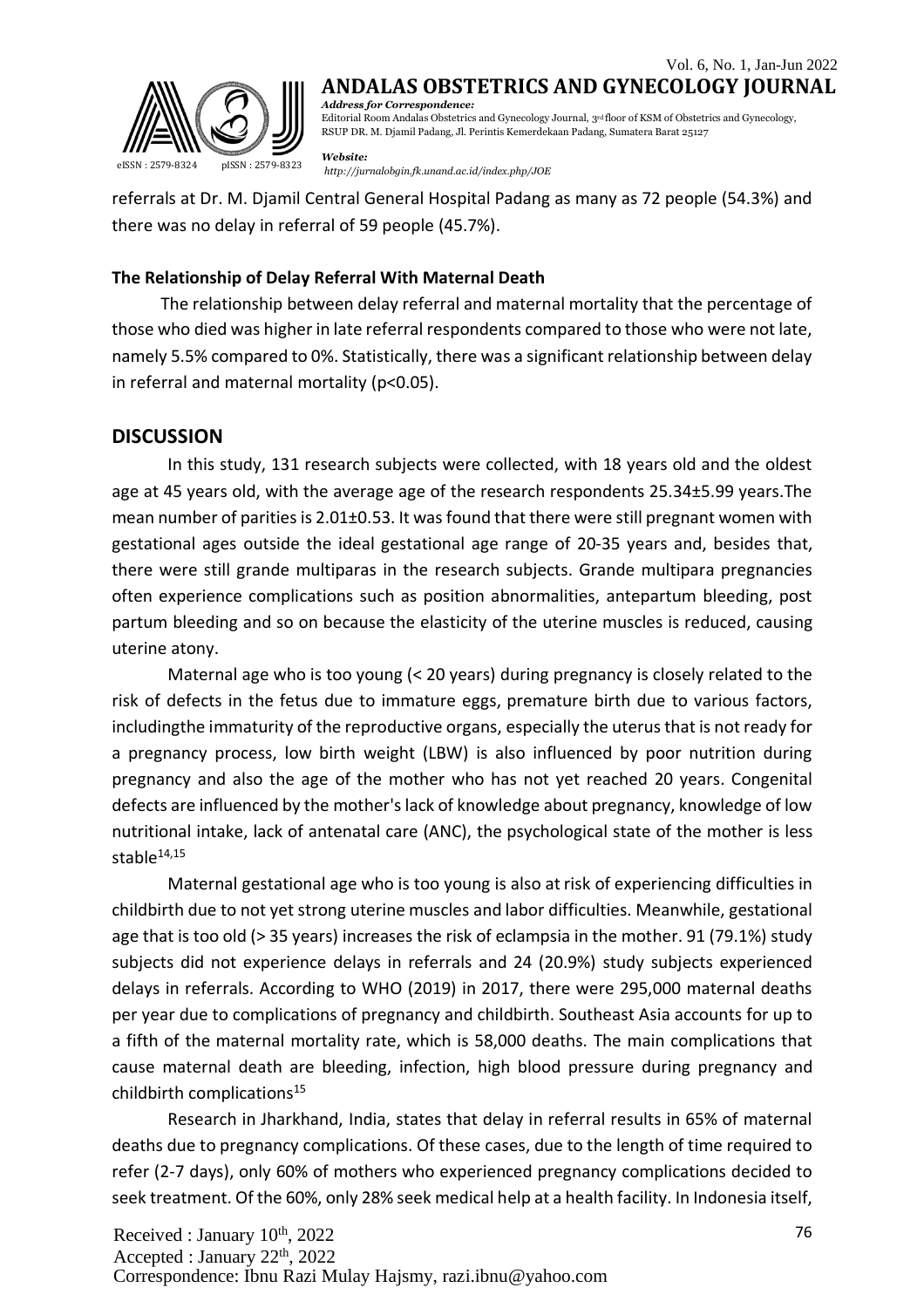referrals at Dr. M. Djamil Central General Hospital Padang as many as 72 people (54.3%) and there was no delay in referral of 59 people (45.7%).

### The Relationship of Delay Referral With Maternal Death

The relationship between delay referral and maternal mortality that the percentage of those who died was higher in late referral respondents compared to those who were not late, namely 5.5% compared to 0%. Statistically, there was a significant relationship between delay in referral and maternal mortality ($p<0.05$).

## DISCUSSION

In this study, 131 research subjects were collected, with 18 years old and the oldest age at 45 years old, with the average age of the research respondents 25.34±5.99 years.The mean number of parities is 2.01±0.53. It was found that there were still pregnant women with gestational ages outside the ideal gestational age range of 20-35 years and, besides that, there were still grande multiparas in the research subjects. Grande multipara pregnancies often experience complications such as position abnormalities, antepartum bleeding, post partum bleeding and so on because the elasticity of the uterine muscles is reduced, causing uterine atony.

Maternal age who is too young (< 20 years) during pregnancy is closely related to the risk of defects in the fetus due to immature eggs, premature birth due to various factors, includingthe immaturity of the reproductive organs, especially the uterus that is not ready for a pregnancy process, low birth weight (LBW) is also influenced by poor nutrition during pregnancy and also the age of the mother who has not yet reached 20 years. Congenital defects are influenced by the mother's lack of knowledge about pregnancy, knowledge of low nutritional intake, lack of antenatal care (ANC), the psychological state of the mother is less stable[14,15]

Maternal gestational age who is too young is also at risk of experiencing difficulties in childbirth due to not yet strong uterine muscles and labor difficulties. Meanwhile, gestational age that is too old (> 35 years) increases the risk of eclampsia in the mother. 91 (79.1%) study subjects did not experience delays in referrals and 24 (20.9%) study subjects experienced delays in referrals. According to WHO (2019) in 2017, there were 295,000 maternal deaths per year due to complications of pregnancy and childbirth. Southeast Asia accounts for up to a fifth of the maternal mortality rate, which is 58,000 deaths. The main complications that cause maternal death are bleeding, infection, high blood pressure during pregnancy and childbirth complications[15]

Research in Jharkhand, India, states that delay in referral results in 65% of maternal deaths due to pregnancy complications. Of these cases, due to the length of time required to refer (2-7 days), only 60% of mothers who experienced pregnancy complications decided to seek treatment. Of the 60%, only 28% seek medical help at a health facility. In Indonesia itself,

Received : January 10th, 2022
Accepted : January 22th, 2022
Correspondence: Ibnu Razi Mulay Hajsmy, razi.ibnu@yahoo.com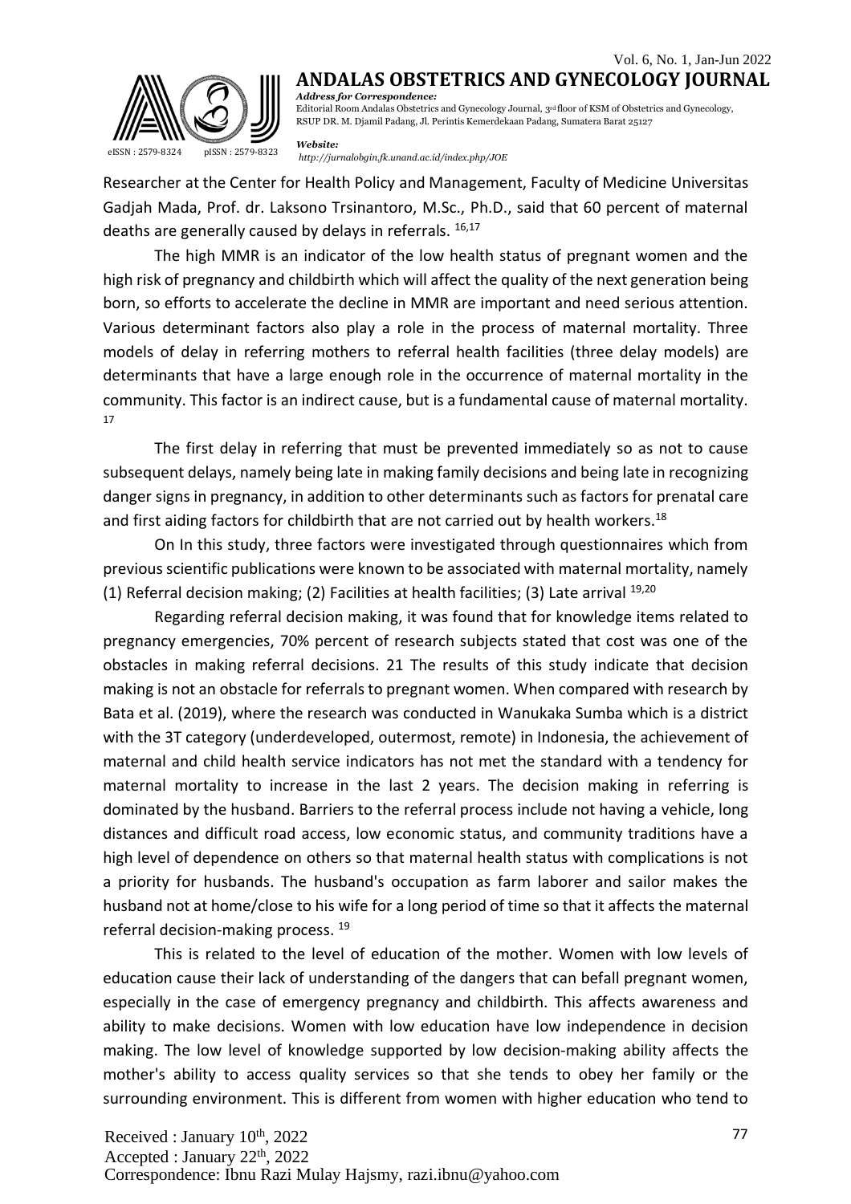Researcher at the Center for Health Policy and Management, Faculty of Medicine Universitas Gadjah Mada, Prof. dr. Laksono Trsinantoro, M.Sc., Ph.D., said that 60 percent of maternal deaths are generally caused by delays in referrals. [16,17]

The high MMR is an indicator of the low health status of pregnant women and the high risk of pregnancy and childbirth which will affect the quality of the next generation being born, so efforts to accelerate the decline in MMR are important and need serious attention. Various determinant factors also play a role in the process of maternal mortality. Three models of delay in referring mothers to referral health facilities (three delay models) are determinants that have a large enough role in the occurrence of maternal mortality in the community. This factor is an indirect cause, but is a fundamental cause of maternal mortality. [17]

The first delay in referring that must be prevented immediately so as not to cause subsequent delays, namely being late in making family decisions and being late in recognizing danger signs in pregnancy, in addition to other determinants such as factors for prenatal care and first aiding factors for childbirth that are not carried out by health workers.[18]

On In this study, three factors were investigated through questionnaires which from previous scientific publications were known to be associated with maternal mortality, namely (1) Referral decision making; (2) Facilities at health facilities; (3) Late arrival [19,20]

Regarding referral decision making, it was found that for knowledge items related to pregnancy emergencies, 70% percent of research subjects stated that cost was one of the obstacles in making referral decisions. 21 The results of this study indicate that decision making is not an obstacle for referrals to pregnant women. When compared with research by Bata et al. (2019), where the research was conducted in Wanukaka Sumba which is a district with the 3T category (underdeveloped, outermost, remote) in Indonesia, the achievement of maternal and child health service indicators has not met the standard with a tendency for maternal mortality to increase in the last 2 years. The decision making in referring is dominated by the husband. Barriers to the referral process include not having a vehicle, long distances and difficult road access, low economic status, and community traditions have a high level of dependence on others so that maternal health status with complications is not a priority for husbands. The husband's occupation as farm laborer and sailor makes the husband not at home/close to his wife for a long period of time so that it affects the maternal referral decision-making process. [19]

This is related to the level of education of the mother. Women with low levels of education cause their lack of understanding of the dangers that can befall pregnant women, especially in the case of emergency pregnancy and childbirth. This affects awareness and ability to make decisions. Women with low education have low independence in decision making. The low level of knowledge supported by low decision-making ability affects the mother's ability to access quality services so that she tends to obey her family or the surrounding environment. This is different from women with higher education who tend to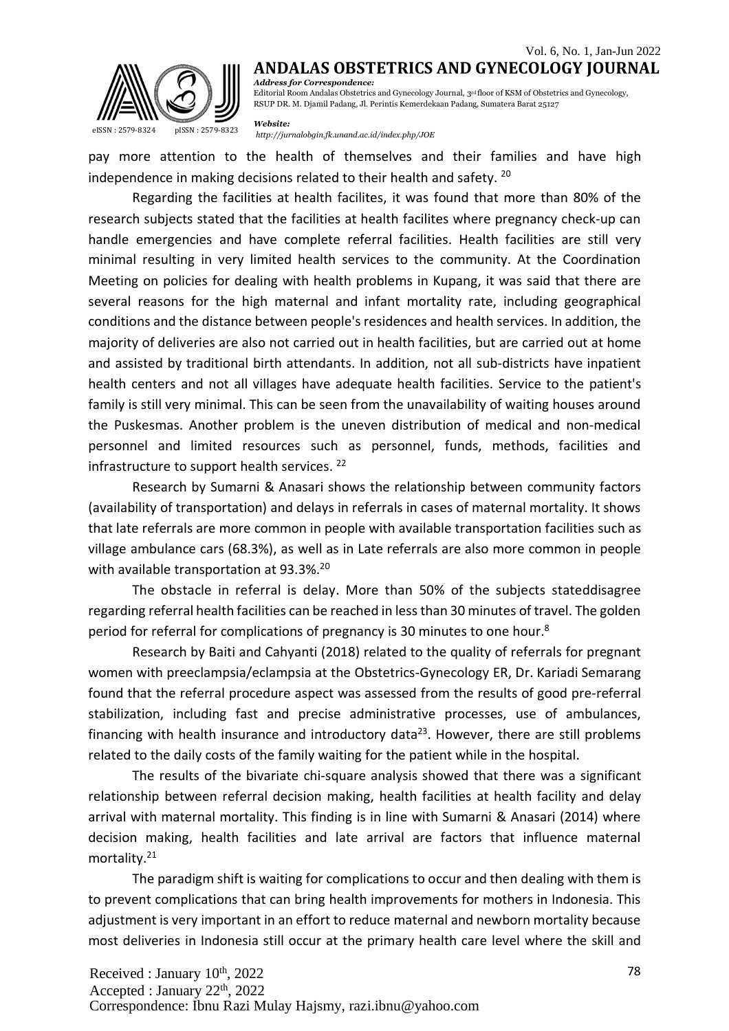pay more attention to the health of themselves and their families and have high independence in making decisions related to their health and safety. [20]

Regarding the facilities at health facilites, it was found that more than 80% of the research subjects stated that the facilities at health facilites where pregnancy check-up can handle emergencies and have complete referral facilities. Health facilities are still very minimal resulting in very limited health services to the community. At the Coordination Meeting on policies for dealing with health problems in Kupang, it was said that there are several reasons for the high maternal and infant mortality rate, including geographical conditions and the distance between people's residences and health services. In addition, the majority of deliveries are also not carried out in health facilities, but are carried out at home and assisted by traditional birth attendants. In addition, not all sub-districts have inpatient health centers and not all villages have adequate health facilities. Service to the patient's family is still very minimal. This can be seen from the unavailability of waiting houses around the Puskesmas. Another problem is the uneven distribution of medical and non-medical personnel and limited resources such as personnel, funds, methods, facilities and infrastructure to support health services. [22]

Research by Sumarni & Anasari shows the relationship between community factors (availability of transportation) and delays in referrals in cases of maternal mortality. It shows that late referrals are more common in people with available transportation facilities such as village ambulance cars (68.3%), as well as in Late referrals are also more common in people with available transportation at 93.3%.[20]

The obstacle in referral is delay. More than 50% of the subjects stateddisagree regarding referral health facilities can be reached in less than 30 minutes of travel. The golden period for referral for complications of pregnancy is 30 minutes to one hour.[8]

Research by Baiti and Cahyanti (2018) related to the quality of referrals for pregnant women with preeclampsia/eclampsia at the Obstetrics-Gynecology ER, Dr. Kariadi Semarang found that the referral procedure aspect was assessed from the results of good pre-referral stabilization, including fast and precise administrative processes, use of ambulances, financing with health insurance and introductory data[23]. However, there are still problems related to the daily costs of the family waiting for the patient while in the hospital.

The results of the bivariate chi-square analysis showed that there was a significant relationship between referral decision making, health facilities at health facility and delay arrival with maternal mortality. This finding is in line with Sumarni & Anasari (2014) where decision making, health facilities and late arrival are factors that influence maternal mortality.[21]

The paradigm shift is waiting for complications to occur and then dealing with them is to prevent complications that can bring health improvements for mothers in Indonesia. This adjustment is very important in an effort to reduce maternal and newborn mortality because most deliveries in Indonesia still occur at the primary health care level where the skill and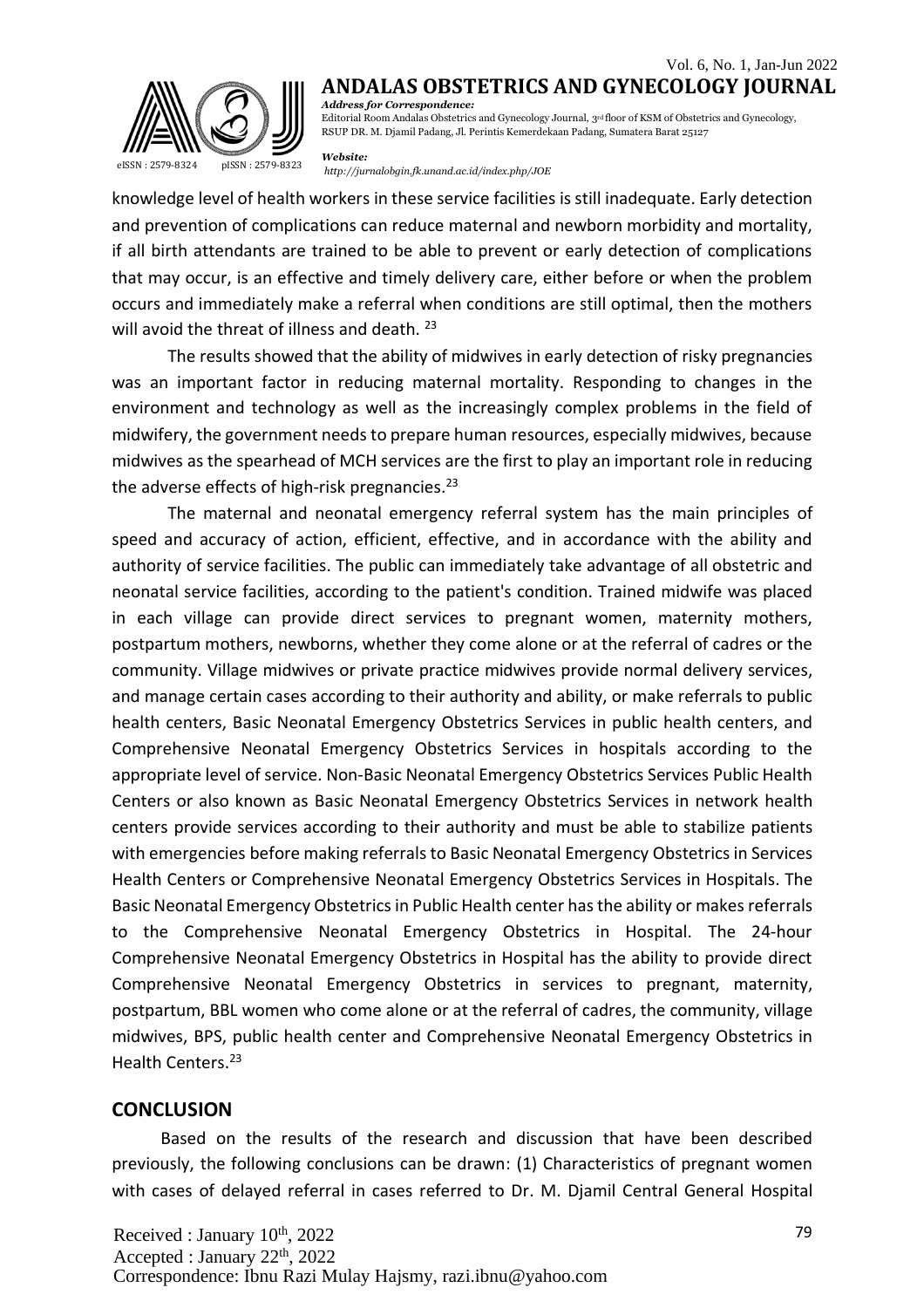knowledge level of health workers in these service facilities is still inadequate. Early detection and prevention of complications can reduce maternal and newborn morbidity and mortality, if all birth attendants are trained to be able to prevent or early detection of complications that may occur, is an effective and timely delivery care, either before or when the problem occurs and immediately make a referral when conditions are still optimal, then the mothers will avoid the threat of illness and death. [23]

The results showed that the ability of midwives in early detection of risky pregnancies was an important factor in reducing maternal mortality. Responding to changes in the environment and technology as well as the increasingly complex problems in the field of midwifery, the government needs to prepare human resources, especially midwives, because midwives as the spearhead of MCH services are the first to play an important role in reducing the adverse effects of high-risk pregnancies.[23]

The maternal and neonatal emergency referral system has the main principles of speed and accuracy of action, efficient, effective, and in accordance with the ability and authority of service facilities. The public can immediately take advantage of all obstetric and neonatal service facilities, according to the patient's condition. Trained midwife was placed in each village can provide direct services to pregnant women, maternity mothers, postpartum mothers, newborns, whether they come alone or at the referral of cadres or the community. Village midwives or private practice midwives provide normal delivery services, and manage certain cases according to their authority and ability, or make referrals to public health centers, Basic Neonatal Emergency Obstetrics Services in public health centers, and Comprehensive Neonatal Emergency Obstetrics Services in hospitals according to the appropriate level of service. Non-Basic Neonatal Emergency Obstetrics Services Public Health Centers or also known as Basic Neonatal Emergency Obstetrics Services in network health centers provide services according to their authority and must be able to stabilize patients with emergencies before making referrals to Basic Neonatal Emergency Obstetrics in Services Health Centers or Comprehensive Neonatal Emergency Obstetrics Services in Hospitals. The Basic Neonatal Emergency Obstetrics in Public Health center has the ability or makes referrals to the Comprehensive Neonatal Emergency Obstetrics in Hospital. The 24-hour Comprehensive Neonatal Emergency Obstetrics in Hospital has the ability to provide direct Comprehensive Neonatal Emergency Obstetrics in services to pregnant, maternity, postpartum, BBL women who come alone or at the referral of cadres, the community, village midwives, BPS, public health center and Comprehensive Neonatal Emergency Obstetrics in Health Centers.[23]

## CONCLUSION

Based on the results of the research and discussion that have been described previously, the following conclusions can be drawn: (1) Characteristics of pregnant women with cases of delayed referral in cases referred to Dr. M. Djamil Central General Hospital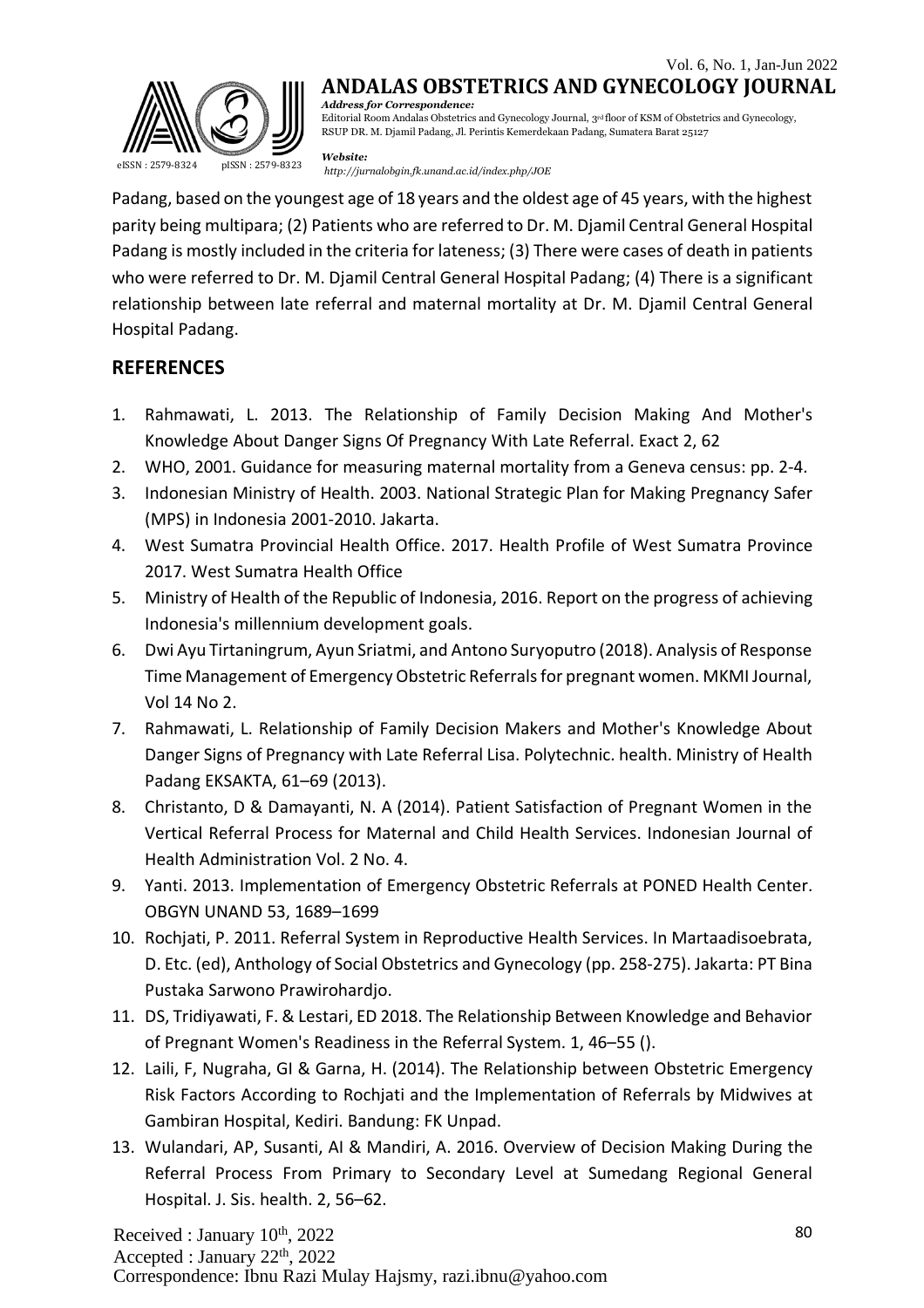Padang, based on the youngest age of 18 years and the oldest age of 45 years, with the highest parity being multipara; (2) Patients who are referred to Dr. M. Djamil Central General Hospital Padang is mostly included in the criteria for lateness; (3) There were cases of death in patients who were referred to Dr. M. Djamil Central General Hospital Padang; (4) There is a significant relationship between late referral and maternal mortality at Dr. M. Djamil Central General Hospital Padang.

## REFERENCES

1. Rahmawati, L. 2013. The Relationship of Family Decision Making And Mother's Knowledge About Danger Signs Of Pregnancy With Late Referral. Exact 2, 62
2. WHO, 2001. Guidance for measuring maternal mortality from a Geneva census: pp. 2-4.
3. Indonesian Ministry of Health. 2003. National Strategic Plan for Making Pregnancy Safer (MPS) in Indonesia 2001-2010. Jakarta.
4. West Sumatra Provincial Health Office. 2017. Health Profile of West Sumatra Province 2017. West Sumatra Health Office
5. Ministry of Health of the Republic of Indonesia, 2016. Report on the progress of achieving Indonesia's millennium development goals.
6. Dwi Ayu Tirtaningrum, Ayun Sriatmi, and Antono Suryoputro (2018). Analysis of Response Time Management of Emergency Obstetric Referrals for pregnant women. MKMI Journal, Vol 14 No 2.
7. Rahmawati, L. Relationship of Family Decision Makers and Mother's Knowledge About Danger Signs of Pregnancy with Late Referral Lisa. Polytechnic. health. Ministry of Health Padang EKSAKTA, 61–69 (2013).
8. Christanto, D & Damayanti, N. A (2014). Patient Satisfaction of Pregnant Women in the Vertical Referral Process for Maternal and Child Health Services. Indonesian Journal of Health Administration Vol. 2 No. 4.
9. Yanti. 2013. Implementation of Emergency Obstetric Referrals at PONED Health Center. OBGYN UNAND 53, 1689–1699
10. Rochjati, P. 2011. Referral System in Reproductive Health Services. In Martaadisoebrata, D. Etc. (ed), Anthology of Social Obstetrics and Gynecology (pp. 258-275). Jakarta: PT Bina Pustaka Sarwono Prawirohardjo.
11. DS, Tridiyawati, F. & Lestari, ED 2018. The Relationship Between Knowledge and Behavior of Pregnant Women's Readiness in the Referral System. 1, 46–55 ().
12. Laili, F, Nugraha, GI & Garna, H. (2014). The Relationship between Obstetric Emergency Risk Factors According to Rochjati and the Implementation of Referrals by Midwives at Gambiran Hospital, Kediri. Bandung: FK Unpad.
13. Wulandari, AP, Susanti, AI & Mandiri, A. 2016. Overview of Decision Making During the Referral Process From Primary to Secondary Level at Sumedang Regional General Hospital. J. Sis. health. 2, 56–62.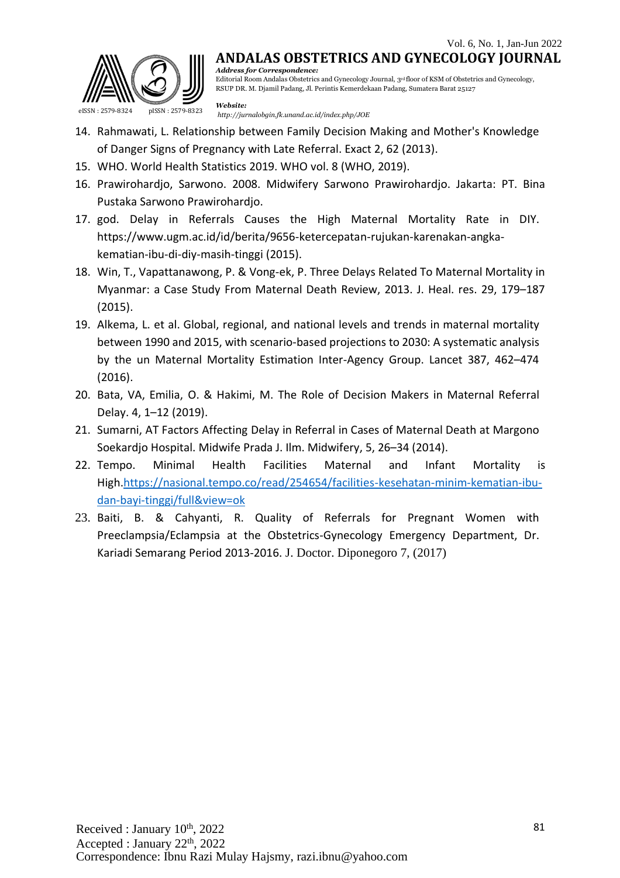14. Rahmawati, L. Relationship between Family Decision Making and Mother's Knowledge of Danger Signs of Pregnancy with Late Referral. Exact 2, 62 (2013).
15. WHO. World Health Statistics 2019. WHO vol. 8 (WHO, 2019).
16. Prawirohardjo, Sarwono. 2008. Midwifery Sarwono Prawirohardjo. Jakarta: PT. Bina Pustaka Sarwono Prawirohardjo.
17. god. Delay in Referrals Causes the High Maternal Mortality Rate in DIY. https://www.ugm.ac.id/id/berita/9656-ketercepatan-rujukan-karenakan-angka-kematian-ibu-di-diy-masih-tinggi (2015).
18. Win, T., Vapattanawong, P. & Vong-ek, P. Three Delays Related To Maternal Mortality in Myanmar: a Case Study From Maternal Death Review, 2013. J. Heal. res. 29, 179–187 (2015).
19. Alkema, L. et al. Global, regional, and national levels and trends in maternal mortality between 1990 and 2015, with scenario-based projections to 2030: A systematic analysis by the un Maternal Mortality Estimation Inter-Agency Group. Lancet 387, 462–474 (2016).
20. Bata, VA, Emilia, O. & Hakimi, M. The Role of Decision Makers in Maternal Referral Delay. 4, 1–12 (2019).
21. Sumarni, AT Factors Affecting Delay in Referral in Cases of Maternal Death at Margono Soekardjo Hospital. Midwife Prada J. Ilm. Midwifery, 5, 26–34 (2014).
22. Tempo. Minimal Health Facilities Maternal and Infant Mortality is High.https://nasional.tempo.co/read/254654/facilities-kesehatan-minim-kematian-ibu-dan-bayi-tinggi/full&view=ok
23. Baiti, B. & Cahyanti, R. Quality of Referrals for Pregnant Women with Preeclampsia/Eclampsia at the Obstetrics-Gynecology Emergency Department, Dr. Kariadi Semarang Period 2013-2016. J. Doctor. Diponegoro 7, (2017)

Received : January 10th, 2022
Accepted : January 22th, 2022
Correspondence: Ibnu Razi Mulay Hajsmy, razi.ibnu@yahoo.com